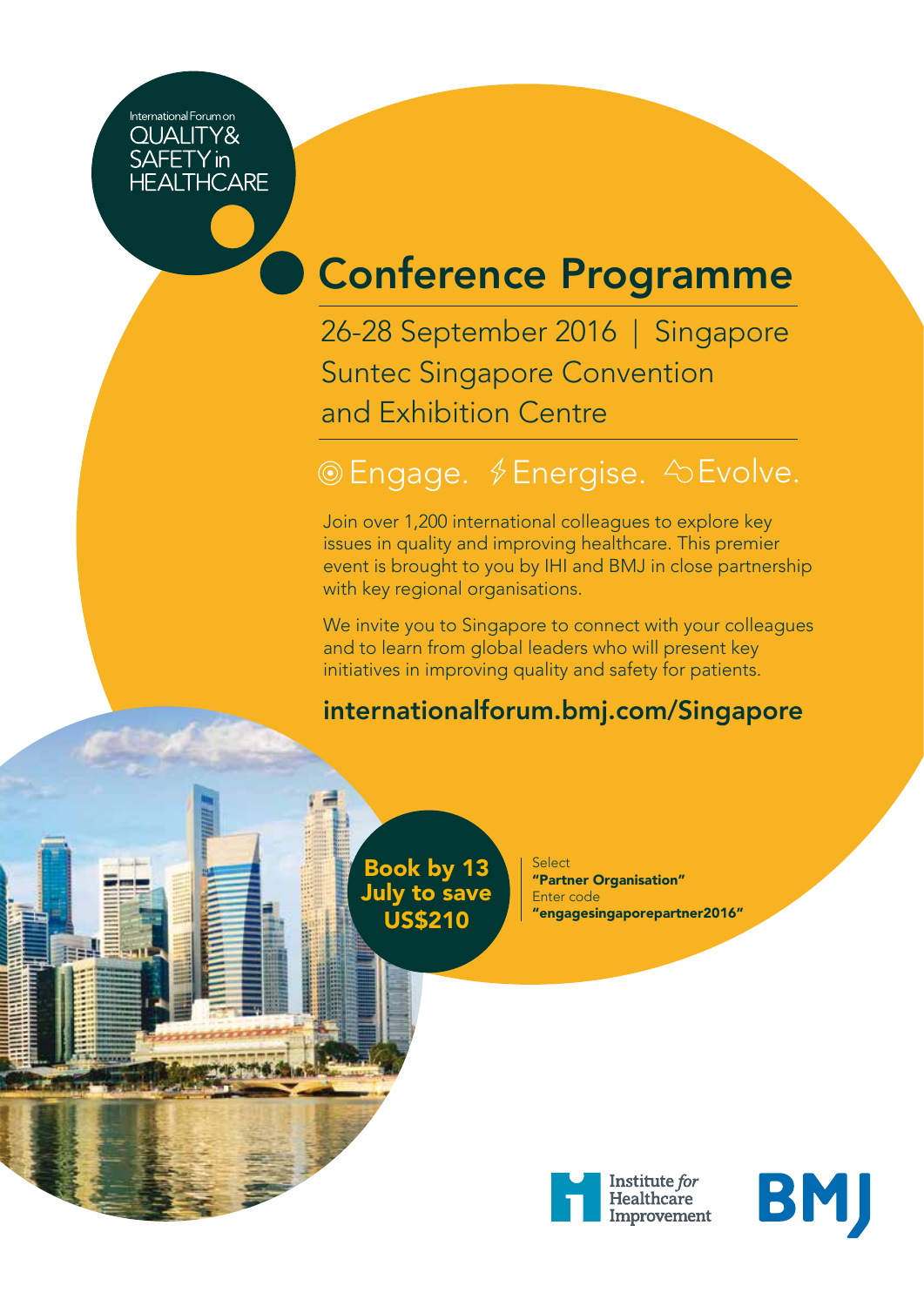International Forum on
QUALITY & SAFETY in HEALTHCARE

# Conference Programme

26-28 September 2016 | Singapore
Suntec Singapore Convention and Exhibition Centre

## Engage. Energise. Evolve.

Join over 1,200 international colleagues to explore key issues in quality and improving healthcare. This premier event is brought to you by IHI and BMJ in close partnership with key regional organisations.

We invite you to Singapore to connect with your colleagues and to learn from global leaders who will present key initiatives in improving quality and safety for patients.

**internationalforum.bmj.com/Singapore**

**Book by 13 July to save US$210**

Select
**"Partner Organisation"**
Enter code
**"engagesingaporepartner2016"**

Institute for Healthcare Improvement

BMJ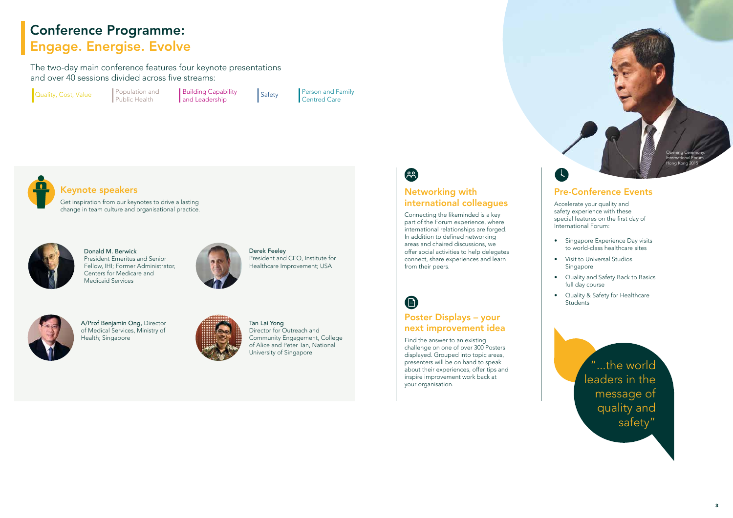# Conference Programme:
## Engage. Energise. Evolve

The two-day main conference features four keynote presentations and over 40 sessions divided across five streams:

- Quality, Cost, Value
- Population and Public Health
- Building Capability and Leadership
- Safety
- Person and Family Centred Care

### Keynote speakers

Get inspiration from our keynotes to drive a lasting change in team culture and organisational practice.

**Donald M. Berwick**
President Emeritus and Senior Fellow, IHI; Former Administrator, Centers for Medicare and Medicaid Services

**Derek Feeley**
President and CEO, Institute for Healthcare Improvement; USA

**A/Prof Benjamin Ong,** Director of Medical Services, Ministry of Health; Singapore

**Tan Lai Yong**
Director for Outreach and Community Engagement, College of Alice and Peter Tan, National University of Singapore

### Networking with international colleagues

Connecting the likeminded is a key part of the Forum experience, where international relationships are forged. In addition to defined networking areas and chaired discussions, we offer social activities to help delegates connect, share experiences and learn from their peers.

### Poster Displays – your next improvement idea

Find the answer to an existing challenge on one of over 300 Posters displayed. Grouped into topic areas, presenters will be on hand to speak about their experiences, offer tips and inspire improvement work back at your organisation.

### Pre-Conference Events

Accelerate your quality and safety experience with these special features on the first day of International Forum:

- Singapore Experience Day visits to world-class healthcare sites
- Visit to Universal Studios Singapore
- Quality and Safety Back to Basics full day course
- Quality & Safety for Healthcare Students

Opening Ceremony, International Forum Hong Kong 2015

"...the world leaders in the message of quality and safety"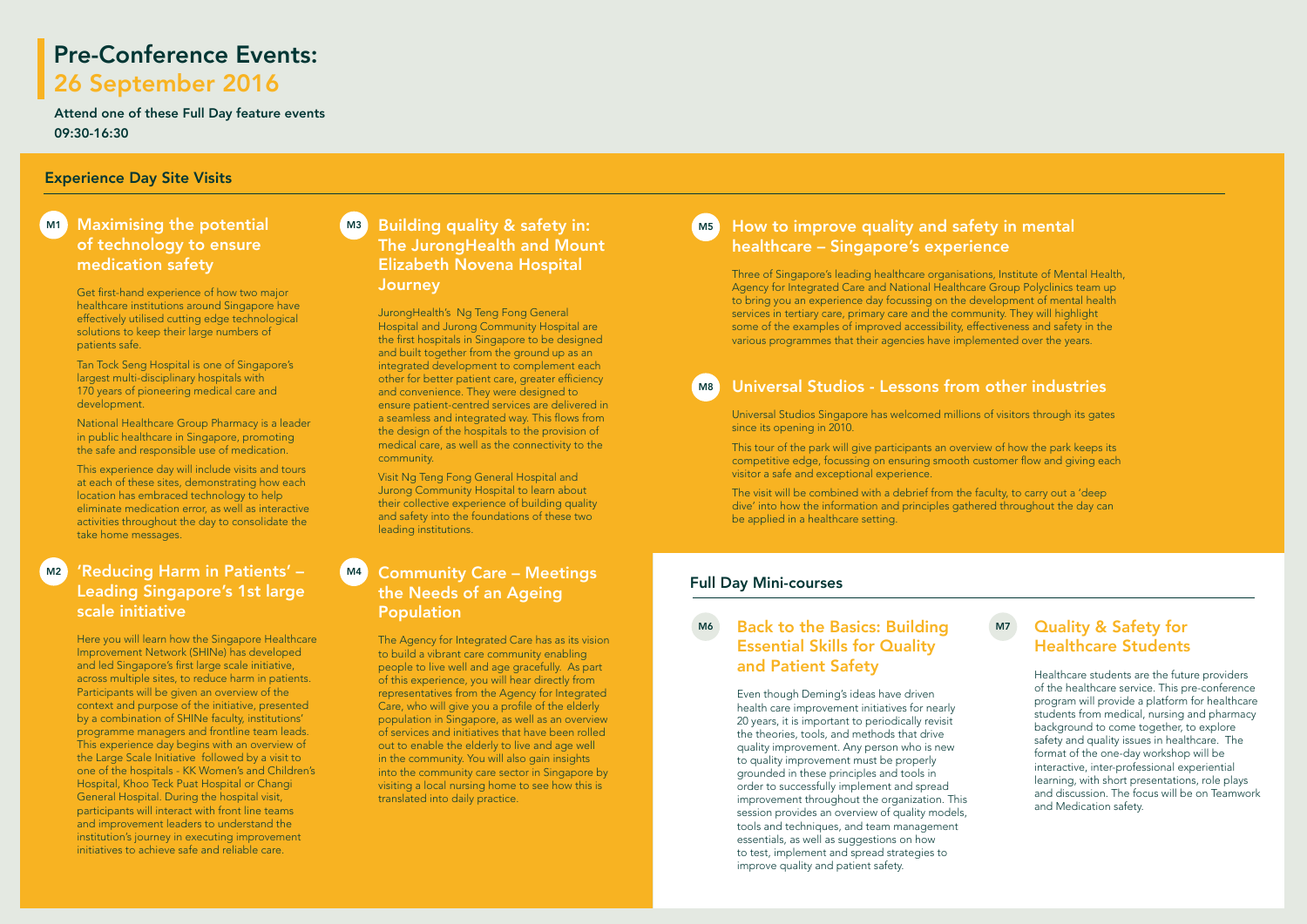# Pre-Conference Events: 26 September 2016

**Attend one of these Full Day feature events**
**09:30-16:30**

## Experience Day Site Visits

### M1 Maximising the potential of technology to ensure medication safety

Get first-hand experience of how two major healthcare institutions around Singapore have effectively utilised cutting edge technological solutions to keep their large numbers of patients safe.

Tan Tock Seng Hospital is one of Singapore's largest multi-disciplinary hospitals with 170 years of pioneering medical care and development.

National Healthcare Group Pharmacy is a leader in public healthcare in Singapore, promoting the safe and responsible use of medication.

This experience day will include visits and tours at each of these sites, demonstrating how each location has embraced technology to help eliminate medication error, as well as interactive activities throughout the day to consolidate the take home messages.

### M2 'Reducing Harm in Patients' – Leading Singapore's 1st large scale initiative

Here you will learn how the Singapore Healthcare Improvement Network (SHINe) has developed and led Singapore's first large scale initiative, across multiple sites, to reduce harm in patients. Participants will be given an overview of the context and purpose of the initiative, presented by a combination of SHINe faculty, institutions' programme managers and frontline team leads. This experience day begins with an overview of the Large Scale Initiative followed by a visit to one of the hospitals - KK Women's and Children's Hospital, Khoo Teck Puat Hospital or Changi General Hospital. During the hospital visit, participants will interact with front line teams and improvement leaders to understand the institution's journey in executing improvement initiatives to achieve safe and reliable care.

### M3 Building quality & safety in: The JurongHealth and Mount Elizabeth Novena Hospital Journey

JurongHealth's Ng Teng Fong General Hospital and Jurong Community Hospital are the first hospitals in Singapore to be designed and built together from the ground up as an integrated development to complement each other for better patient care, greater efficiency and convenience. They were designed to ensure patient-centred services are delivered in a seamless and integrated way. This flows from the design of the hospitals to the provision of medical care, as well as the connectivity to the community.

Visit Ng Teng Fong General Hospital and Jurong Community Hospital to learn about their collective experience of building quality and safety into the foundations of these two leading institutions.

### M4 Community Care – Meetings the Needs of an Ageing Population

The Agency for Integrated Care has as its vision to build a vibrant care community enabling people to live well and age gracefully. As part of this experience, you will hear directly from representatives from the Agency for Integrated Care, who will give you a profile of the elderly population in Singapore, as well as an overview of services and initiatives that have been rolled out to enable the elderly to live and age well in the community. You will also gain insights into the community care sector in Singapore by visiting a local nursing home to see how this is translated into daily practice.

### M5 How to improve quality and safety in mental healthcare – Singapore's experience

Three of Singapore's leading healthcare organisations, Institute of Mental Health, Agency for Integrated Care and National Healthcare Group Polyclinics team up to bring you an experience day focussing on the development of mental health services in tertiary care, primary care and the community. They will highlight some of the examples of improved accessibility, effectiveness and safety in the various programmes that their agencies have implemented over the years.

### M8 Universal Studios - Lessons from other industries

Universal Studios Singapore has welcomed millions of visitors through its gates since its opening in 2010.

This tour of the park will give participants an overview of how the park keeps its competitive edge, focussing on ensuring smooth customer flow and giving each visitor a safe and exceptional experience.

The visit will be combined with a debrief from the faculty, to carry out a 'deep dive' into how the information and principles gathered throughout the day can be applied in a healthcare setting.

## Full Day Mini-courses

### M6 Back to the Basics: Building Essential Skills for Quality and Patient Safety

Even though Deming's ideas have driven health care improvement initiatives for nearly 20 years, it is important to periodically revisit the theories, tools, and methods that drive quality improvement. Any person who is new to quality improvement must be properly grounded in these principles and tools in order to successfully implement and spread improvement throughout the organization. This session provides an overview of quality models, tools and techniques, and team management essentials, as well as suggestions on how to test, implement and spread strategies to improve quality and patient safety.

### M7 Quality & Safety for Healthcare Students

Healthcare students are the future providers of the healthcare service. This pre-conference program will provide a platform for healthcare students from medical, nursing and pharmacy background to come together, to explore safety and quality issues in healthcare. The format of the one-day workshop will be interactive, inter-professional experiential learning, with short presentations, role plays and discussion. The focus will be on Teamwork and Medication safety.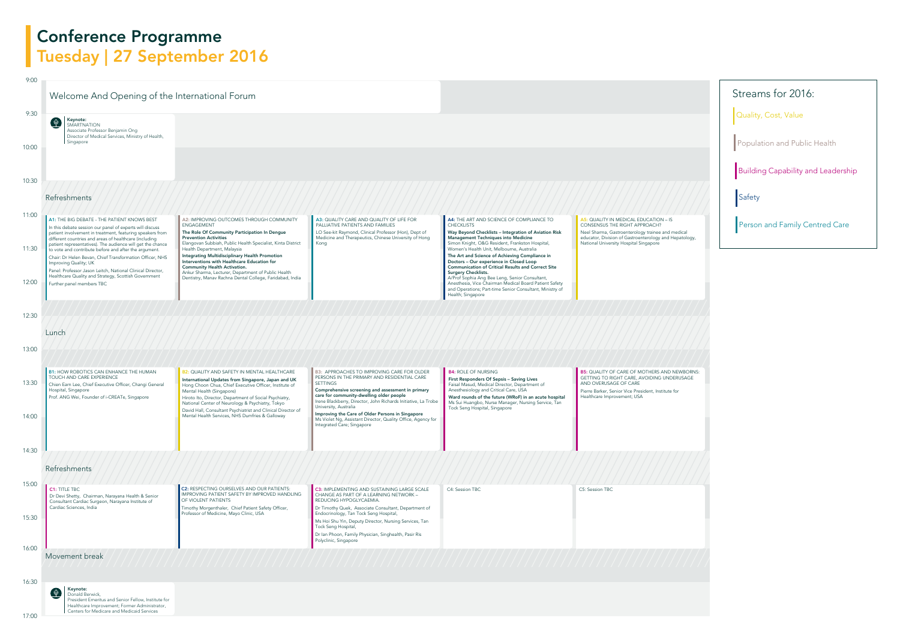# Conference Programme

## Tuesday | 27 September 2016

### Streams for 2016:

- Quality, Cost, Value
- Population and Public Health
- Building Capability and Leadership
- Safety
- Person and Family Centred Care

---

**9:00** — Welcome And Opening of the International Forum

**9:30** — **Keynote:** SMARTNATION
Associate Professor Benjamin Ong
Director of Medical Services, Ministry of Health, Singapore

**10:30** — Refreshments

**11:00**

**A1:** THE BIG DEBATE - THE PATIENT KNOWS BEST
In this debate session our panel of experts will discuss patient involvement in treatment, featuring speakers from different countries and areas of healthcare (including patient representatives). The audience will get the chance to vote and contribute before and after the argument.
Chair: Dr Helen Bevan, Chief Transformation Officer, NHS Improving Quality; UK
Panel: Professor Jason Leitch, National Clinical Director, Healthcare Quality and Strategy, Scottish Government
Further panel members TBC

**A2:** IMPROVING OUTCOMES THROUGH COMMUNITY ENGAGEMENT
**The Role Of Community Participation In Dengue Prevention Activities**
Elangovan Subbiah, Public Health Specialist, Kinta District Health Department, Malaysia
**Integrating Multidisciplinary Health Promotion Interventions with Healthcare Education for Community Health Activation.**
Ankur Sharma, Lecturer, Department of Public Health Dentistry, Manav Rachna Dental College, Faridabad, India

**A3:** QUALITY CARE AND QUALITY OF LIFE FOR PALLIATIVE PATIENTS AND FAMILIES
LO See-kit Raymond, Clinical Professor (Hon), Dept of Medicine and Therapeutics, Chinese University of Hong Kong

**A4:** THE ART AND SCIENCE OF COMPLIANCE TO CHECKLISTS
**Way Beyond Checklists – Integration of Aviation Risk Management Techniques into Medicine**
Simon Knight, O&G Resident, Frankston Hospital, Women's Health Unit, Melbourne, Australia
**The Art and Science of Achieving Compliance in Doctors – Our experience in Closed Loop Communication of Critical Results and Correct Site Surgery Checklists.**
A/Prof Sophia Ang Bee Leng, Senior Consultant, Anesthesia, Vice Chairman Medical Board Patient Safety and Operations; Part-time Senior Consultant, Ministry of Health; Singapore

**A5:** QUALITY IN MEDICAL EDUCATION – IS CONSENSUS THE RIGHT APPROACH?
Neel Sharma, Gastroenterology trainee and medical educator, Division of Gastroenterology and Hepatology, National University Hospital Singapore

**12:30** — Lunch

**13:00**

**B1:** HOW ROBOTICS CAN ENHANCE THE HUMAN TOUCH AND CARE EXPERIENCE
Chien Earn Lee, Chief Executive Officer, Changi General Hospital, Singapore
Prof. ANG Wei, Founder of i-CREATe, Singapore

**B2:** QUALITY AND SAFETY IN MENTAL HEALTHCARE
**International Updates from Singapore, Japan and UK**
Hong Choon Chua, Chief Executive Officer, Institute of Mental Health (Singapore)
Hiroto Ito, Director, Department of Social Psychiatry, National Center of Neurology & Psychiatry, Tokyo
David Hall, Consultant Psychiatrist and Clinical Director of Mental Health Services, NHS Dumfries & Galloway

**B3:** APPROACHES TO IMPROVING CARE FOR OLDER PERSONS IN THE PRIMARY AND RESIDENTIAL CARE SETTINGS
**Comprehensive screening and assessment in primary care for community-dwelling older people**
Irene Blackberry, Director, John Richards Initiative, La Trobe University, Australia
**Improving the Care of Older Persons in Singapore**
Ms Violet Ng, Assistant Director, Quality Office, Agency for Integrated Care; Singapore

**B4:** ROLE OF NURSING
**First Responders Of Sepsis – Saving Lives**
Faisal Masud, Medical Director, Department of Anesthesiology and Critical Care, USA
**Ward rounds of the future (WRoF) in an acute hospital**
Ms Sui Huangbo, Nurse Manager, Nursing Service, Tan Tock Seng Hospital, Singapore

**B5:** QUALITY OF CARE OF MOTHERS AND NEWBORNS: GETTING TO RIGHT CARE, AVOIDING UNDERUSAGE AND OVERUSAGE OF CARE
Pierre Barker, Senior Vice President, Institute for Healthcare Improvement; USA

**14:30** — Refreshments

**15:00**

**C1:** TITLE TBC
Dr Devi Shetty, Chairman, Narayana Health & Senior Consultant Cardiac Surgeon, Narayana Institute of Cardiac Sciences, India

**C2:** RESPECTING OURSELVES AND OUR PATIENTS: IMPROVING PATIENT SAFETY BY IMPROVED HANDLING OF VIOLENT PATIENTS
Timothy Morgenthaler, Chief Patient Safety Officer, Professor of Medicine, Mayo Clinic, USA

**C3:** IMPLEMENTING AND SUSTAINING LARGE SCALE CHANGE AS PART OF A LEARNING NETWORK – REDUCING HYPOGLYCAEMIA.
Dr Timothy Quek, Associate Consultant, Department of Endocrinology, Tan Tock Seng Hospital,
Ms Hoi Shu Yin, Deputy Director, Nursing Services, Tan Tock Seng Hospital,
Dr Ian Phoon, Family Physician, Singhealth, Pasir Ris Polyclinic, Singapore

**C4:** Session TBC

**C5:** Session TBC

**16:00** — Movement break

**16:30** — **Keynote:** Donald Berwick,
President Emeritus and Senior Fellow, Institute for Healthcare Improvement; Former Administrator, Centers for Medicare and Medicaid Services

**17:00**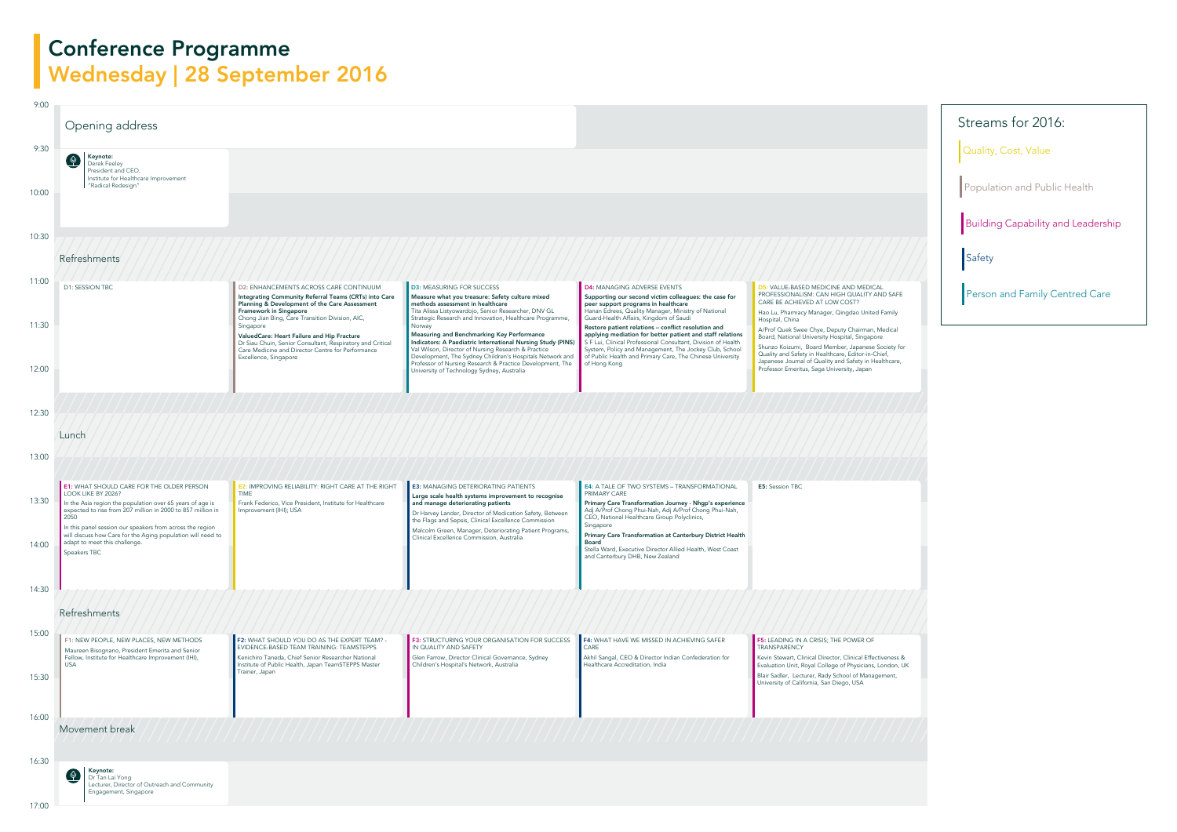# Conference Programme

## Wednesday | 28 September 2016

**Streams for 2016:**

- Quality, Cost, Value
- Population and Public Health
- Building Capability and Leadership
- Safety
- Person and Family Centred Care

### 9:00 – Opening address

### 9:30 – Keynote

**Keynote:**
Derek Feeley
President and CEO,
Institute for Healthcare Improvement
"Radical Redesign"

### 10:30 – Refreshments

### 11:00 – 12:30

**D1:** SESSION TBC

**D2:** ENHANCEMENTS ACROSS CARE CONTINUUM

**Integrating Community Referral Teams (CRTs) into Care Planning & Development of the Care Assessment Framework in Singapore**
Chong Jian Bing, Care Transition Division, AIC, Singapore

**ValuedCare: Heart Failure and Hip Fracture**
Dr Siau Chuin, Senior Consultant, Respiratory and Critical Care Medicine and Director Centre for Performance Excellence, Singapore

**D3:** MEASURING FOR SUCCESS

**Measure what you treasure: Safety culture mixed methods assessment in healthcare**
Tita Alissa Listyowardojo, Senior Researcher, DNV GL Strategic Research and Innovation, Healthcare Programme, Norway

**Measuring and Benchmarking Key Performance Indicators: A Paediatric International Nursing Study (PINS)**
Val Wilson, Director of Nursing Research & Practice Development, The Sydney Children's Hospitals Network and Professor of Nursing Research & Practice Development, The University of Technology Sydney, Australia

**D4:** MANAGING ADVERSE EVENTS

**Supporting our second victim colleagues: the case for peer support programs in healthcare**
Hanan Edrees, Quality Manager, Ministry of National Guard-Health Affairs, Kingdom of Saudi

**Restore patient relations – conflict resolution and applying mediation for better patient and staff relations**
S F Lui, Clinical Professional Consultant, Division of Health System, Policy and Management, The Jockey Club, School of Public Health and Primary Care, The Chinese University of Hong Kong

**D5:** VALUE-BASED MEDICINE AND MEDICAL PROFESSIONALISM: CAN HIGH QUALITY AND SAFE CARE BE ACHIEVED AT LOW COST?

Hao Lu, Pharmacy Manager, Qingdao United Family Hospital, China

A/Prof Quek Swee Chye, Deputy Chairman, Medical Board, National University Hospital, Singapore

Shunzo Koizumi, Board Member, Japanese Society for Quality and Safety in Healthcare, Editor-in-Chief, Japanese Journal of Quality and Safety in Healthcare, Professor Emeritus, Saga University, Japan

### 12:30 – Lunch

### 13:15 – 14:45

**E1:** WHAT SHOULD CARE FOR THE OLDER PERSON LOOK LIKE BY 2026?

In the Asia region the population over 65 years of age is expected to rise from 207 million in 2000 to 857 million in 2050

In this panel session our speakers from across the region will discuss how Care for the Aging population will need to adapt to meet this challenge.

Speakers TBC

**E2:** IMPROVING RELIABILITY: RIGHT CARE AT THE RIGHT TIME

Frank Federico, Vice President, Institute for Healthcare Improvement (IHI), USA

**E3:** MANAGING DETERIORATING PATIENTS

**Large scale health systems improvement to recognise and manage deteriorating patients**
Dr Harvey Lander, Director of Medication Safety, Between the Flags and Sepsis, Clinical Excellence Commission

Malcolm Green, Manager, Deteriorating Patient Programs, Clinical Excellence Commission, Australia

**E4:** A TALE OF TWO SYSTEMS – TRANSFORMATIONAL PRIMARY CARE

**Primary Care Transformation Journey - Nhgp's experience**
Adj A/Prof Chong Phui-Nah, Adj A/Prof Chong Phui-Nah, CEO, National Healthcare Group Polyclinics, Singapore

**Primary Care Transformation at Canterbury District Health Board**
Stella Ward, Executive Director Allied Health, West Coast and Canterbury DHB, New Zealand

**E5:** Session TBC

### 14:45 – Refreshments

### 15:00 – 16:00

**F1:** NEW PEOPLE, NEW PLACES, NEW METHODS

Maureen Bisognano, President Emerita and Senior Fellow, Institute for Healthcare Improvement (IHI), USA

**F2:** WHAT SHOULD YOU DO AS THE EXPERT TEAM? - EVIDENCE-BASED TEAM TRAINING: TEAMSTEPPS

Kenichiro Taneda, Chief Senior Researcher National Institute of Public Health, Japan TeamSTEPPS Master Trainer, Japan

**F3:** STRUCTURING YOUR ORGANISATION FOR SUCCESS IN QUALITY AND SAFETY

Glen Farrow, Director Clinical Governance, Sydney Children's Hospital's Network, Australia

**F4:** WHAT HAVE WE MISSED IN ACHIEVING SAFER CARE

Akhil Sangal, CEO & Director Indian Confederation for Healthcare Accreditation, India

**F5:** LEADING IN A CRISIS; THE POWER OF TRANSPARENCY

Kevin Stewart, Clinical Director, Clinical Effectiveness & Evaluation Unit, Royal College of Physicians, London, UK

Blair Sadler, Lecturer, Rady School of Management, University of California, San Diego, USA

### 16:00 – Movement break

### 16:30 – Keynote

**Keynote:**
Dr Tan Lai Yong
Lecturer, Director of Outreach and Community Engagement, Singapore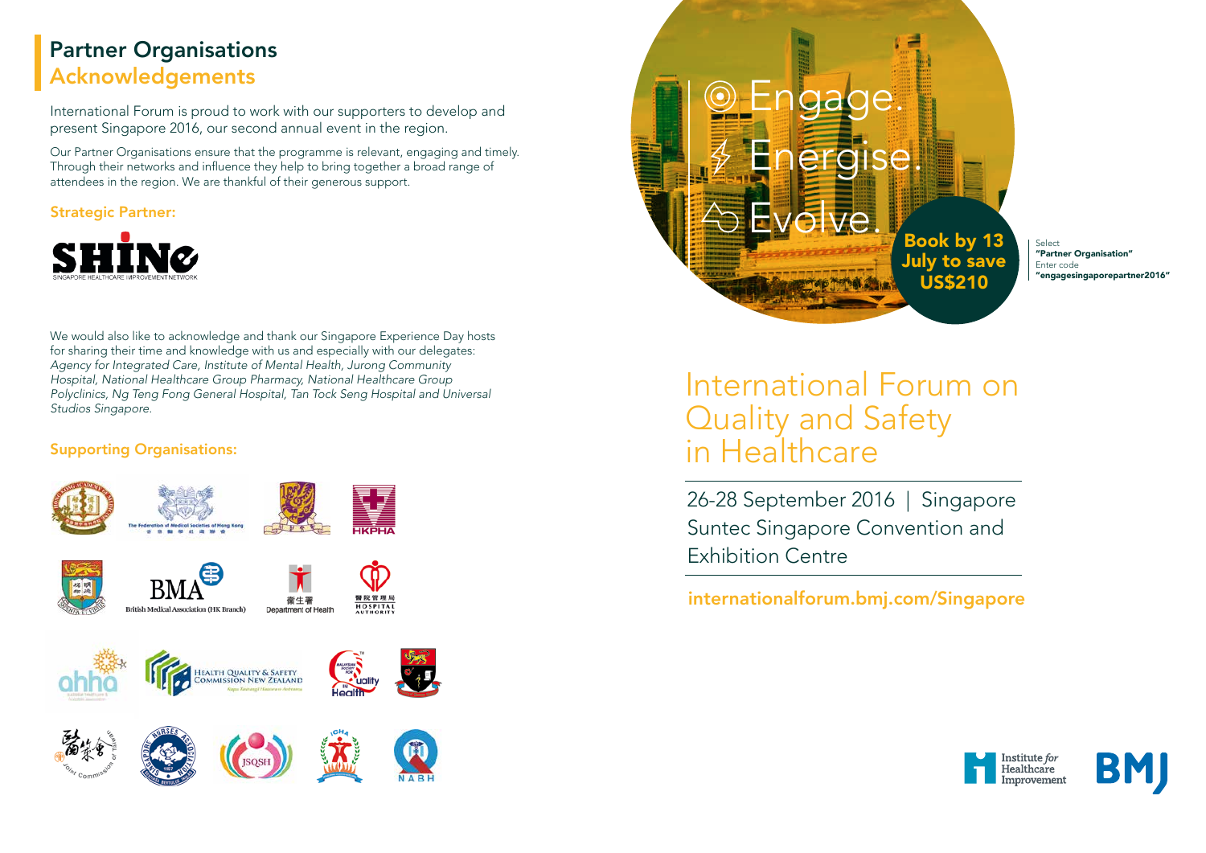## Partner Organisations
## Acknowledgements

International Forum is proud to work with our supporters to develop and present Singapore 2016, our second annual event in the region.

Our Partner Organisations ensure that the programme is relevant, engaging and timely. Through their networks and influence they help to bring together a broad range of attendees in the region. We are thankful of their generous support.

### Strategic Partner:

SHINe
SINGAPORE HEALTHCARE IMPROVEMENT NETWORK

We would also like to acknowledge and thank our Singapore Experience Day hosts for sharing their time and knowledge with us and especially with our delegates: *Agency for Integrated Care, Institute of Mental Health, Jurong Community Hospital, National Healthcare Group Pharmacy, National Healthcare Group Polyclinics, Ng Teng Fong General Hospital, Tan Tock Seng Hospital and Universal Studios Singapore.*

### Supporting Organisations:

The Federation of Medical Societies of Hong Kong

HKPHA

BMA British Medical Association (HK Branch)

衞生署 Department of Health

醫院管理局 HOSPITAL AUTHORITY

ahha

Health Quality & Safety Commission New Zealand

Quality in Health

JSQSH

NABH

Engage.
Energise.
Evolve.

**Book by 13 July to save US$210**

Select **"Partner Organisation"**
Enter code **"engagesingaporepartner2016"**

# International Forum on Quality and Safety in Healthcare

26-28 September 2016 | Singapore
Suntec Singapore Convention and Exhibition Centre

**internationalforum.bmj.com/Singapore**

Institute *for* Healthcare Improvement

BMJ